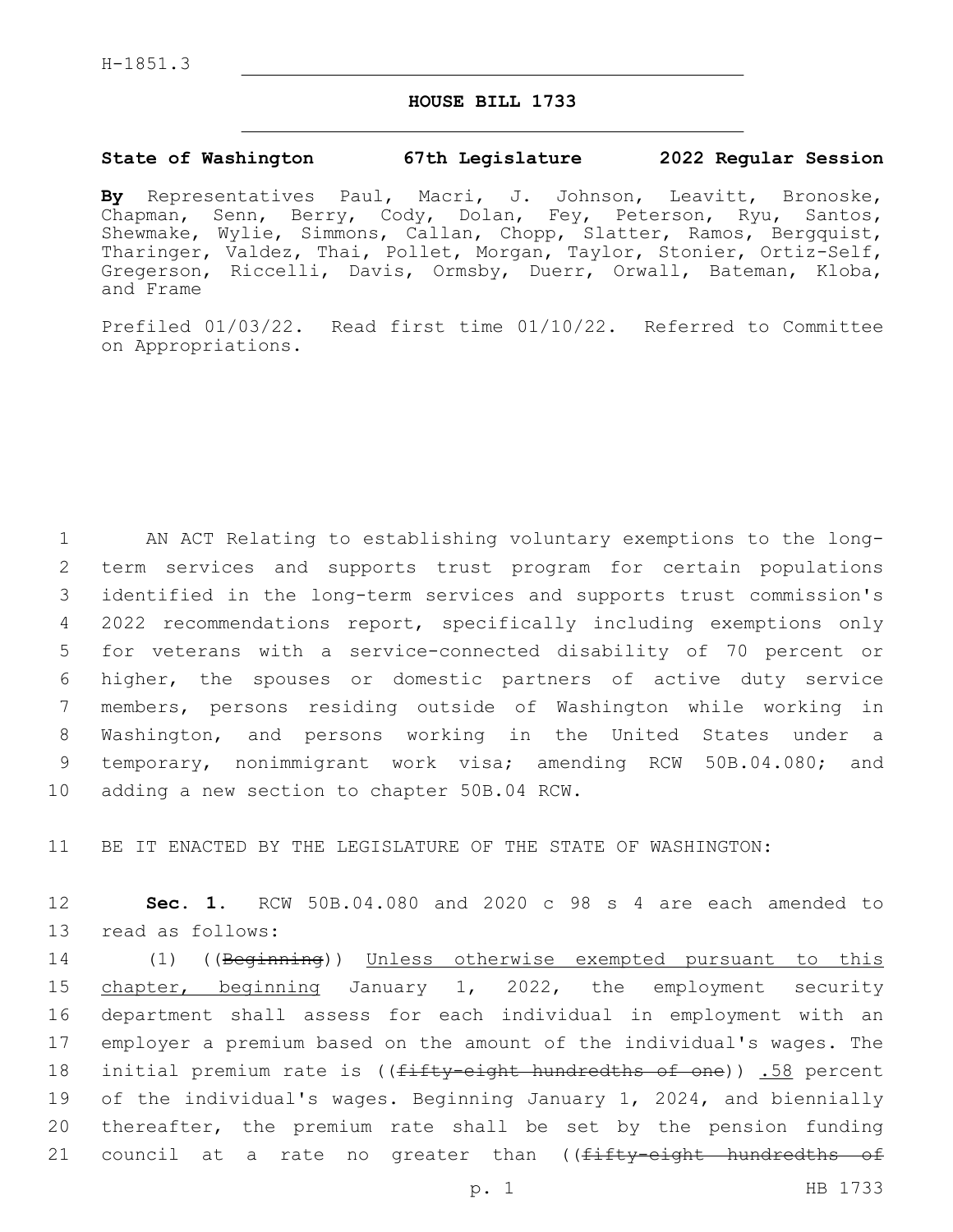H-1851.3

# HOUSE BILL 1733

**State of Washington 67th Legislature 2022 Regular Session**

**By** Representatives Paul, Macri, J. Johnson, Leavitt, Bronoske, Chapman, Senn, Berry, Cody, Dolan, Fey, Peterson, Ryu, Santos, Shewmake, Wylie, Simmons, Callan, Chopp, Slatter, Ramos, Bergquist, Tharinger, Valdez, Thai, Pollet, Morgan, Taylor, Stonier, Ortiz-Self, Gregerson, Riccelli, Davis, Ormsby, Duerr, Orwall, Bateman, Kloba, and Frame

Prefiled 01/03/22. Read first time 01/10/22. Referred to Committee on Appropriations.

1 AN ACT Relating to establishing voluntary exemptions to the long-
2 term services and supports trust program for certain populations
3 identified in the long-term services and supports trust commission's
4 2022 recommendations report, specifically including exemptions only
5 for veterans with a service-connected disability of 70 percent or
6 higher, the spouses or domestic partners of active duty service
7 members, persons residing outside of Washington while working in
8 Washington, and persons working in the United States under a
9 temporary, nonimmigrant work visa; amending RCW 50B.04.080; and
10 adding a new section to chapter 50B.04 RCW.

11 BE IT ENACTED BY THE LEGISLATURE OF THE STATE OF WASHINGTON:

12 **Sec. 1.** RCW 50B.04.080 and 2020 c 98 s 4 are each amended to
13 read as follows:

14 (1) ((~~Beginning~~)) <u>Unless otherwise exempted pursuant to this</u>
15 <u>chapter, beginning</u> January 1, 2022, the employment security
16 department shall assess for each individual in employment with an
17 employer a premium based on the amount of the individual's wages. The
18 initial premium rate is ((~~fifty-eight hundredths of one~~)) <u>.58</u> percent
19 of the individual's wages. Beginning January 1, 2024, and biennially
20 thereafter, the premium rate shall be set by the pension funding
21 council at a rate no greater than ((~~fifty-eight hundredths of~~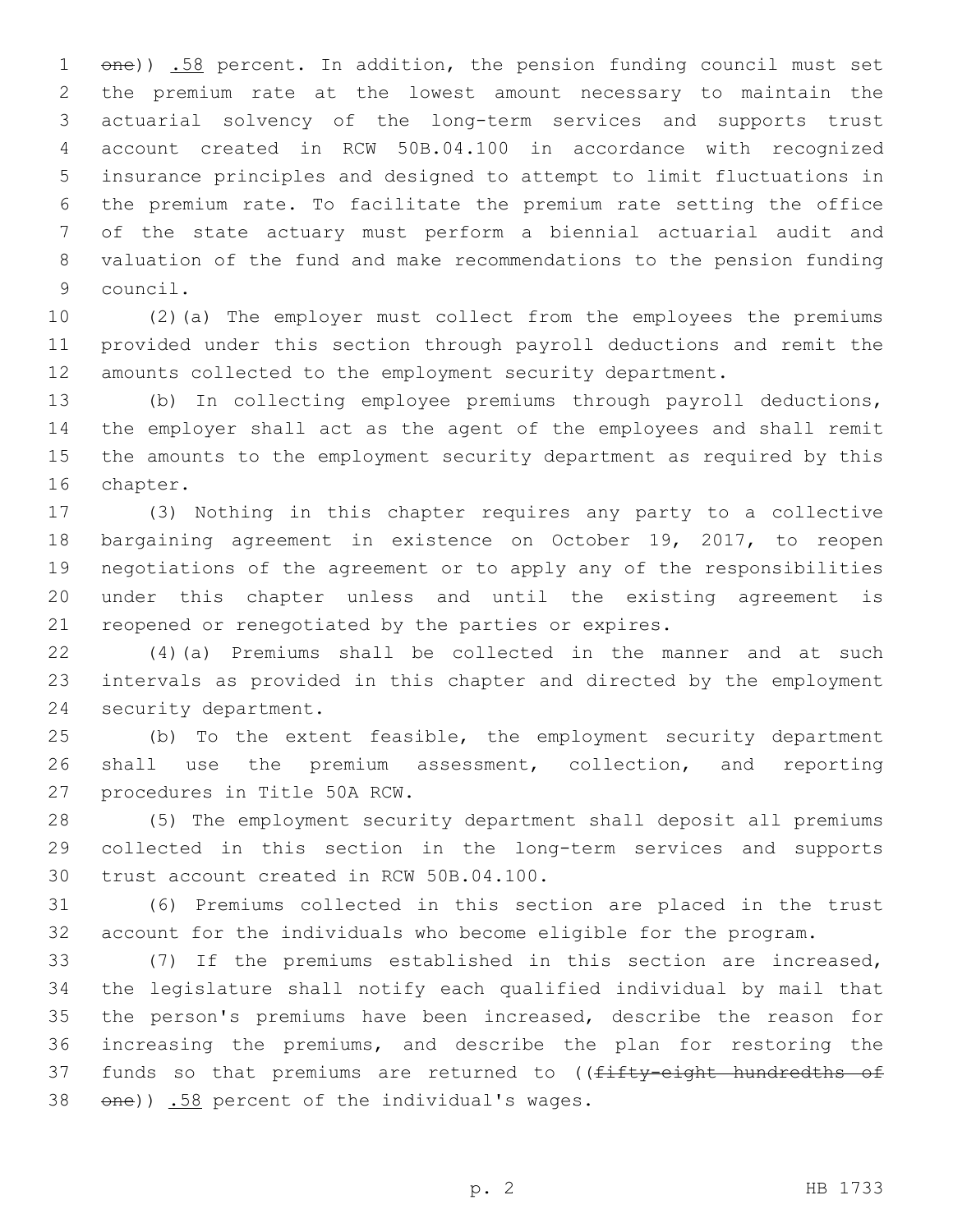~~one~~)) .58 percent. In addition, the pension funding council must set the premium rate at the lowest amount necessary to maintain the actuarial solvency of the long-term services and supports trust account created in RCW 50B.04.100 in accordance with recognized insurance principles and designed to attempt to limit fluctuations in the premium rate. To facilitate the premium rate setting the office of the state actuary must perform a biennial actuarial audit and valuation of the fund and make recommendations to the pension funding council.

(2)(a) The employer must collect from the employees the premiums provided under this section through payroll deductions and remit the amounts collected to the employment security department.

(b) In collecting employee premiums through payroll deductions, the employer shall act as the agent of the employees and shall remit the amounts to the employment security department as required by this chapter.

(3) Nothing in this chapter requires any party to a collective bargaining agreement in existence on October 19, 2017, to reopen negotiations of the agreement or to apply any of the responsibilities under this chapter unless and until the existing agreement is reopened or renegotiated by the parties or expires.

(4)(a) Premiums shall be collected in the manner and at such intervals as provided in this chapter and directed by the employment security department.

(b) To the extent feasible, the employment security department shall use the premium assessment, collection, and reporting procedures in Title 50A RCW.

(5) The employment security department shall deposit all premiums collected in this section in the long-term services and supports trust account created in RCW 50B.04.100.

(6) Premiums collected in this section are placed in the trust account for the individuals who become eligible for the program.

(7) If the premiums established in this section are increased, the legislature shall notify each qualified individual by mail that the person's premiums have been increased, describe the reason for increasing the premiums, and describe the plan for restoring the funds so that premiums are returned to ((~~fifty-eight hundredths of one~~)) .58 percent of the individual's wages.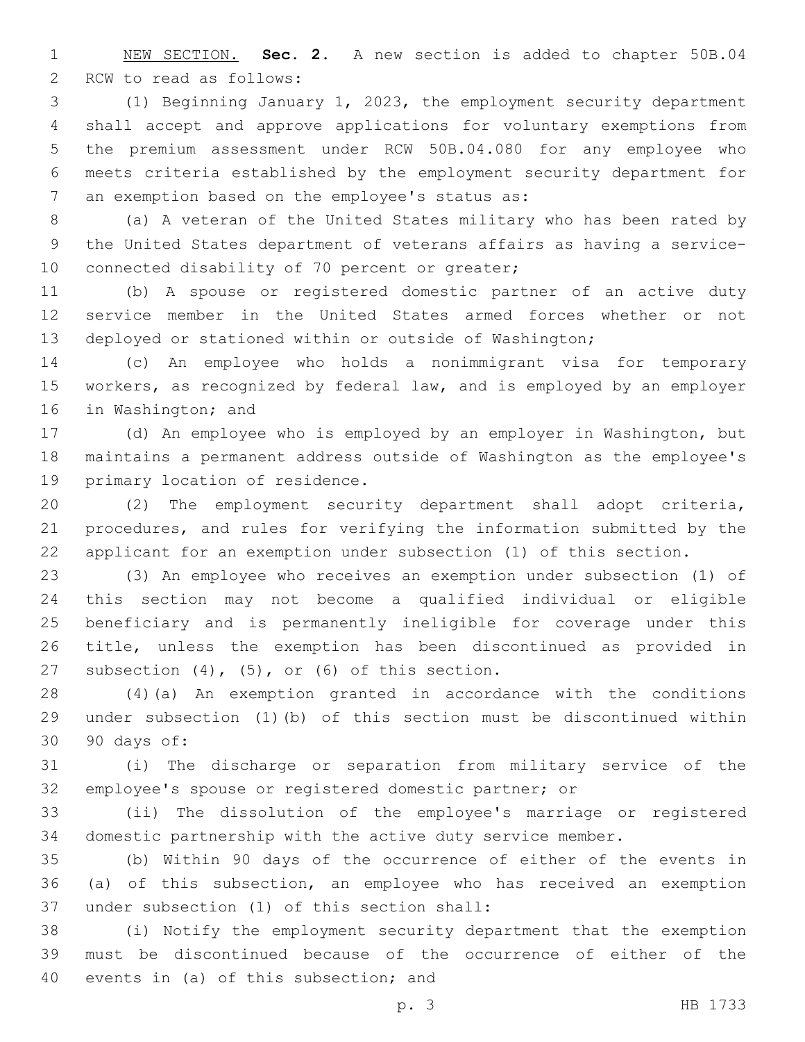NEW SECTION. **Sec. 2.** A new section is added to chapter 50B.04 RCW to read as follows:

(1) Beginning January 1, 2023, the employment security department shall accept and approve applications for voluntary exemptions from the premium assessment under RCW 50B.04.080 for any employee who meets criteria established by the employment security department for an exemption based on the employee's status as:

(a) A veteran of the United States military who has been rated by the United States department of veterans affairs as having a service-connected disability of 70 percent or greater;

(b) A spouse or registered domestic partner of an active duty service member in the United States armed forces whether or not deployed or stationed within or outside of Washington;

(c) An employee who holds a nonimmigrant visa for temporary workers, as recognized by federal law, and is employed by an employer in Washington; and

(d) An employee who is employed by an employer in Washington, but maintains a permanent address outside of Washington as the employee's primary location of residence.

(2) The employment security department shall adopt criteria, procedures, and rules for verifying the information submitted by the applicant for an exemption under subsection (1) of this section.

(3) An employee who receives an exemption under subsection (1) of this section may not become a qualified individual or eligible beneficiary and is permanently ineligible for coverage under this title, unless the exemption has been discontinued as provided in subsection (4), (5), or (6) of this section.

(4)(a) An exemption granted in accordance with the conditions under subsection (1)(b) of this section must be discontinued within 90 days of:

(i) The discharge or separation from military service of the employee's spouse or registered domestic partner; or

(ii) The dissolution of the employee's marriage or registered domestic partnership with the active duty service member.

(b) Within 90 days of the occurrence of either of the events in (a) of this subsection, an employee who has received an exemption under subsection (1) of this section shall:

(i) Notify the employment security department that the exemption must be discontinued because of the occurrence of either of the events in (a) of this subsection; and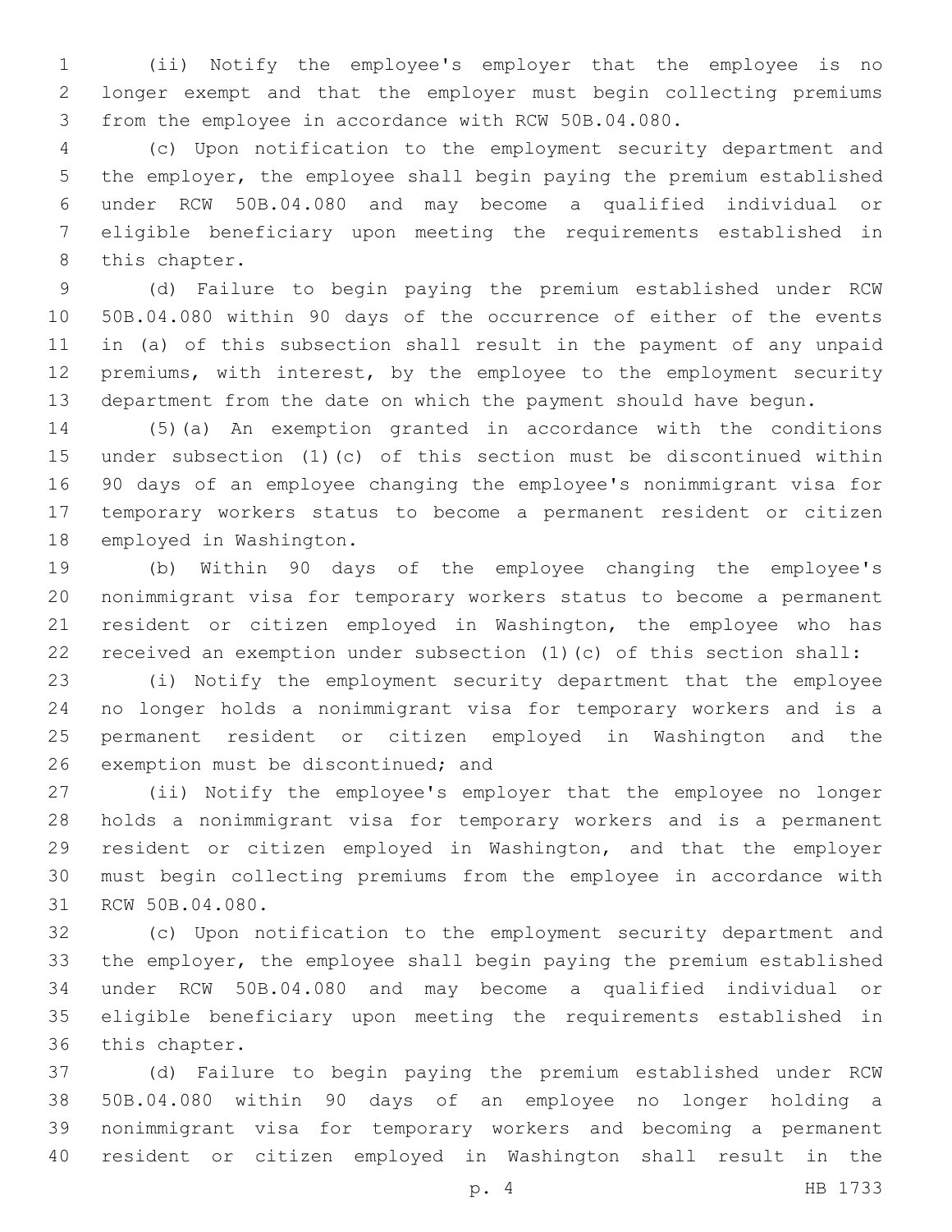(ii) Notify the employee's employer that the employee is no longer exempt and that the employer must begin collecting premiums from the employee in accordance with RCW 50B.04.080.

(c) Upon notification to the employment security department and the employer, the employee shall begin paying the premium established under RCW 50B.04.080 and may become a qualified individual or eligible beneficiary upon meeting the requirements established in this chapter.

(d) Failure to begin paying the premium established under RCW 50B.04.080 within 90 days of the occurrence of either of the events in (a) of this subsection shall result in the payment of any unpaid premiums, with interest, by the employee to the employment security department from the date on which the payment should have begun.

(5)(a) An exemption granted in accordance with the conditions under subsection (1)(c) of this section must be discontinued within 90 days of an employee changing the employee's nonimmigrant visa for temporary workers status to become a permanent resident or citizen employed in Washington.

(b) Within 90 days of the employee changing the employee's nonimmigrant visa for temporary workers status to become a permanent resident or citizen employed in Washington, the employee who has received an exemption under subsection (1)(c) of this section shall:

(i) Notify the employment security department that the employee no longer holds a nonimmigrant visa for temporary workers and is a permanent resident or citizen employed in Washington and the exemption must be discontinued; and

(ii) Notify the employee's employer that the employee no longer holds a nonimmigrant visa for temporary workers and is a permanent resident or citizen employed in Washington, and that the employer must begin collecting premiums from the employee in accordance with RCW 50B.04.080.

(c) Upon notification to the employment security department and the employer, the employee shall begin paying the premium established under RCW 50B.04.080 and may become a qualified individual or eligible beneficiary upon meeting the requirements established in this chapter.

(d) Failure to begin paying the premium established under RCW 50B.04.080 within 90 days of an employee no longer holding a nonimmigrant visa for temporary workers and becoming a permanent resident or citizen employed in Washington shall result in the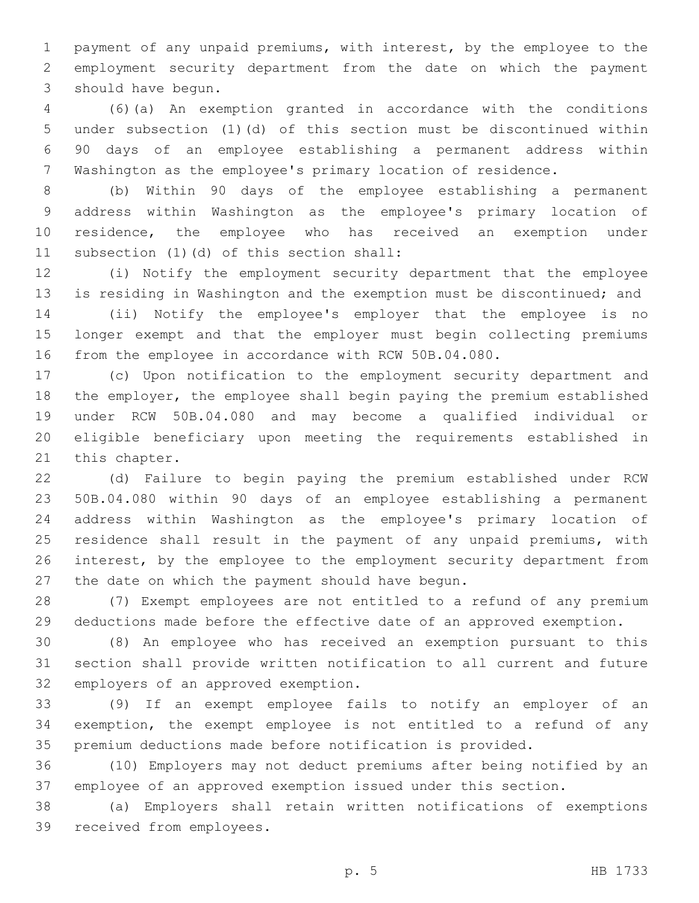payment of any unpaid premiums, with interest, by the employee to the employment security department from the date on which the payment should have begun.

(6)(a) An exemption granted in accordance with the conditions under subsection (1)(d) of this section must be discontinued within 90 days of an employee establishing a permanent address within Washington as the employee's primary location of residence.

(b) Within 90 days of the employee establishing a permanent address within Washington as the employee's primary location of residence, the employee who has received an exemption under subsection (1)(d) of this section shall:

(i) Notify the employment security department that the employee is residing in Washington and the exemption must be discontinued; and

(ii) Notify the employee's employer that the employee is no longer exempt and that the employer must begin collecting premiums from the employee in accordance with RCW 50B.04.080.

(c) Upon notification to the employment security department and the employer, the employee shall begin paying the premium established under RCW 50B.04.080 and may become a qualified individual or eligible beneficiary upon meeting the requirements established in this chapter.

(d) Failure to begin paying the premium established under RCW 50B.04.080 within 90 days of an employee establishing a permanent address within Washington as the employee's primary location of residence shall result in the payment of any unpaid premiums, with interest, by the employee to the employment security department from the date on which the payment should have begun.

(7) Exempt employees are not entitled to a refund of any premium deductions made before the effective date of an approved exemption.

(8) An employee who has received an exemption pursuant to this section shall provide written notification to all current and future employers of an approved exemption.

(9) If an exempt employee fails to notify an employer of an exemption, the exempt employee is not entitled to a refund of any premium deductions made before notification is provided.

(10) Employers may not deduct premiums after being notified by an employee of an approved exemption issued under this section.

(a) Employers shall retain written notifications of exemptions received from employees.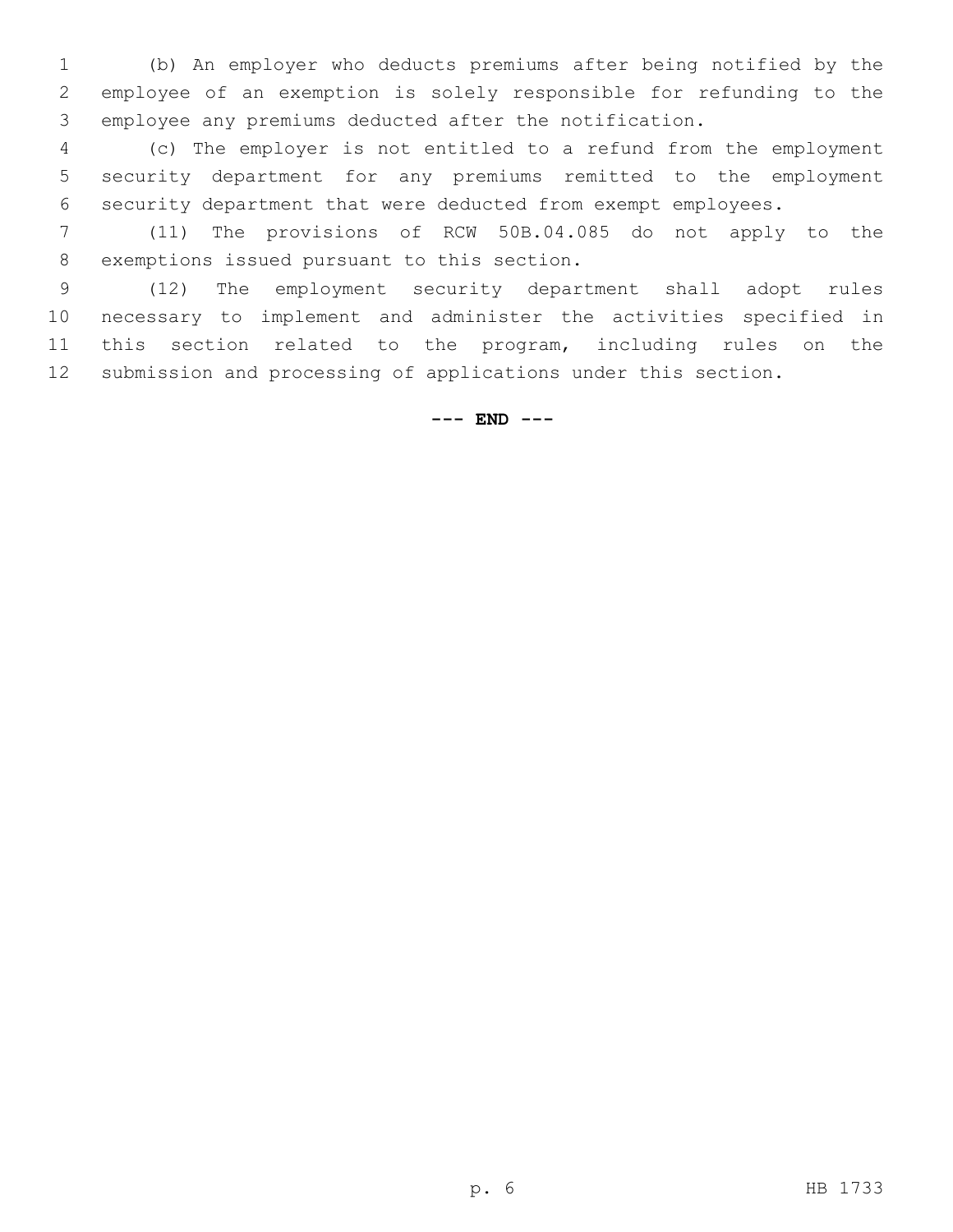(b) An employer who deducts premiums after being notified by the employee of an exemption is solely responsible for refunding to the employee any premiums deducted after the notification.

(c) The employer is not entitled to a refund from the employment security department for any premiums remitted to the employment security department that were deducted from exempt employees.

(11) The provisions of RCW 50B.04.085 do not apply to the exemptions issued pursuant to this section.

(12) The employment security department shall adopt rules necessary to implement and administer the activities specified in this section related to the program, including rules on the submission and processing of applications under this section.

**--- END ---**